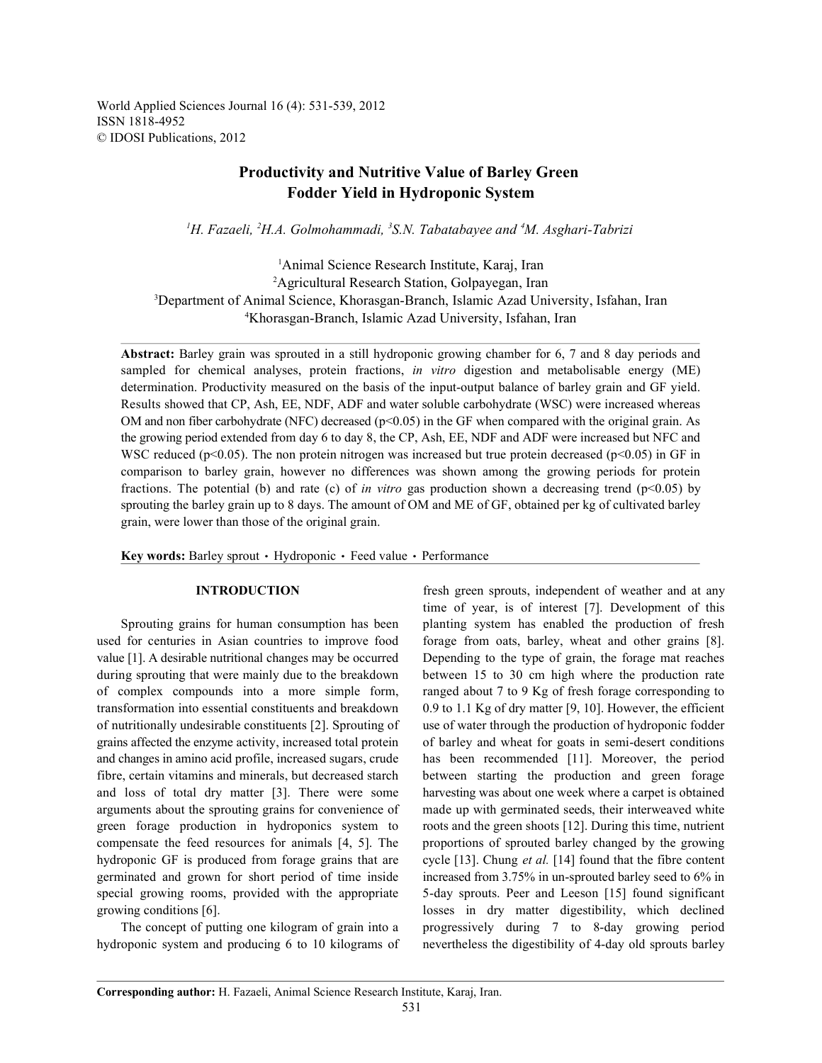# Productivity and Nutritive Value of Barley Green Fodder Yield in Hydroponic System

[1]H. Fazaeli, [2]H.A. Golmohammadi, [3]S.N. Tabatabayee and [4]M. Asghari-Tabrizi

[1]Animal Science Research Institute, Karaj, Iran
[2]Agricultural Research Station, Golpayegan, Iran
[3]Department of Animal Science, Khorasgan-Branch, Islamic Azad University, Isfahan, Iran
[4]Khorasgan-Branch, Islamic Azad University, Isfahan, Iran

**Abstract:** Barley grain was sprouted in a still hydroponic growing chamber for 6, 7 and 8 day periods and sampled for chemical analyses, protein fractions, *in vitro* digestion and metabolisable energy (ME) determination. Productivity measured on the basis of the input-output balance of barley grain and GF yield. Results showed that CP, Ash, EE, NDF, ADF and water soluble carbohydrate (WSC) were increased whereas OM and non fiber carbohydrate (NFC) decreased ($p<0.05$) in the GF when compared with the original grain. As the growing period extended from day 6 to day 8, the CP, Ash, EE, NDF and ADF were increased but NFC and WSC reduced ($p<0.05$). The non protein nitrogen was increased but true protein decreased ($p<0.05$) in GF in comparison to barley grain, however no differences was shown among the growing periods for protein fractions. The potential (b) and rate (c) of *in vitro* gas production shown a decreasing trend ($p<0.05$) by sprouting the barley grain up to 8 days. The amount of OM and ME of GF, obtained per kg of cultivated barley grain, were lower than those of the original grain.

**Key words:** Barley sprout · Hydroponic · Feed value · Performance

## INTRODUCTION

Sprouting grains for human consumption has been used for centuries in Asian countries to improve food value [1]. A desirable nutritional changes may be occurred during sprouting that were mainly due to the breakdown of complex compounds into a more simple form, transformation into essential constituents and breakdown of nutritionally undesirable constituents [2]. Sprouting of grains affected the enzyme activity, increased total protein and changes in amino acid profile, increased sugars, crude fibre, certain vitamins and minerals, but decreased starch and loss of total dry matter [3]. There were some arguments about the sprouting grains for convenience of green forage production in hydroponics system to compensate the feed resources for animals [4, 5]. The hydroponic GF is produced from forage grains that are germinated and grown for short period of time inside special growing rooms, provided with the appropriate growing conditions [6].

The concept of putting one kilogram of grain into a hydroponic system and producing 6 to 10 kilograms of fresh green sprouts, independent of weather and at any time of year, is of interest [7]. Development of this planting system has enabled the production of fresh forage from oats, barley, wheat and other grains [8]. Depending to the type of grain, the forage mat reaches between 15 to 30 cm high where the production rate ranged about 7 to 9 Kg of fresh forage corresponding to 0.9 to 1.1 Kg of dry matter [9, 10]. However, the efficient use of water through the production of hydroponic fodder of barley and wheat for goats in semi-desert conditions has been recommended [11]. Moreover, the period between starting the production and green forage harvesting was about one week where a carpet is obtained made up with germinated seeds, their interweaved white roots and the green shoots [12]. During this time, nutrient proportions of sprouted barley changed by the growing cycle [13]. Chung *et al.* [14] found that the fibre content increased from 3.75% in un-sprouted barley seed to 6% in 5-day sprouts. Peer and Leeson [15] found significant losses in dry matter digestibility, which declined progressively during 7 to 8-day growing period nevertheless the digestibility of 4-day old sprouts barley

**Corresponding author:** H. Fazaeli, Animal Science Research Institute, Karaj, Iran.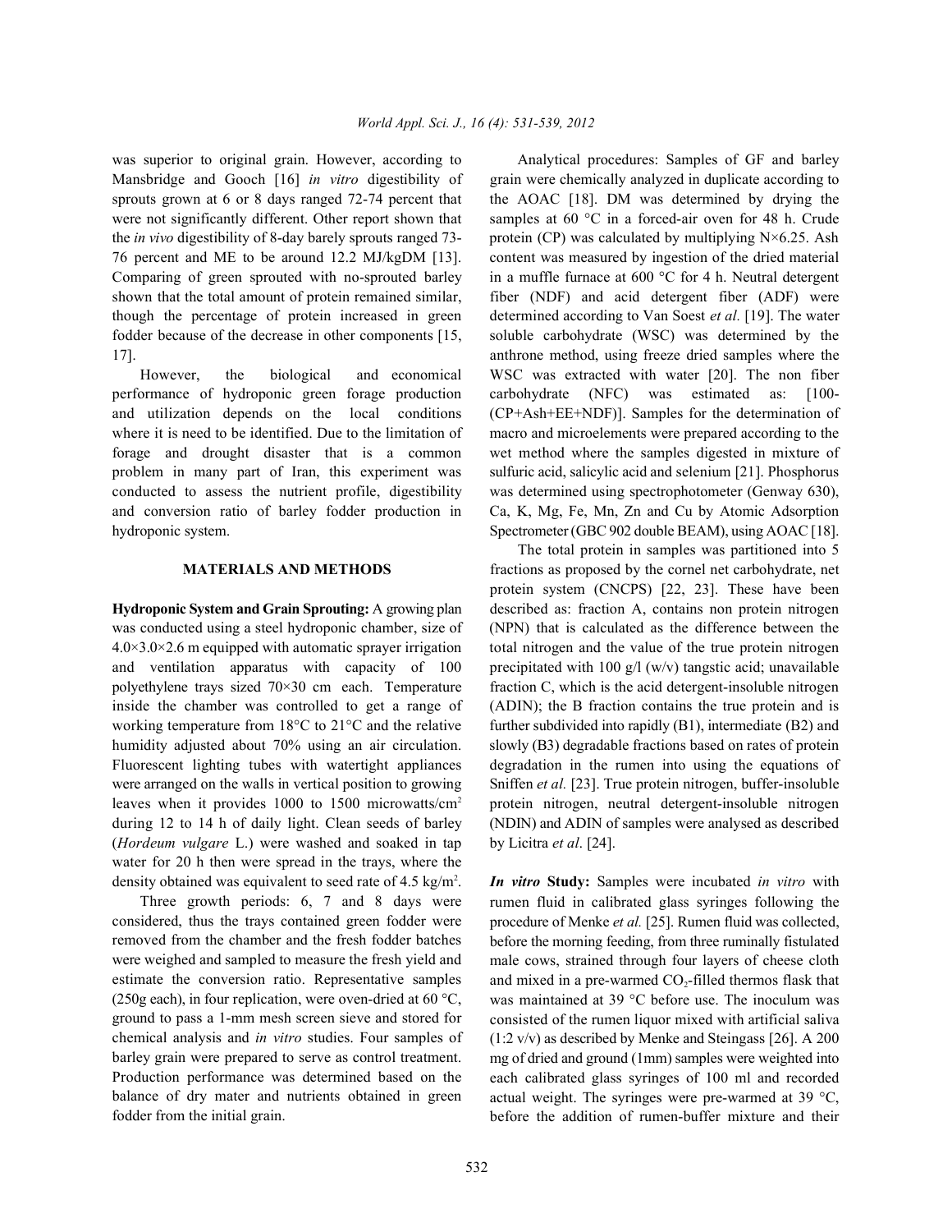was superior to original grain. However, according to Mansbridge and Gooch [16] *in vitro* digestibility of sprouts grown at 6 or 8 days ranged 72-74 percent that were not significantly different. Other report shown that the *in vivo* digestibility of 8-day barely sprouts ranged 73-76 percent and ME to be around 12.2 MJ/kgDM [13]. Comparing of green sprouted with no-sprouted barley shown that the total amount of protein remained similar, though the percentage of protein increased in green fodder because of the decrease in other components [15, 17].

However, the biological and economical performance of hydroponic green forage production and utilization depends on the local conditions where it is need to be identified. Due to the limitation of forage and drought disaster that is a common problem in many part of Iran, this experiment was conducted to assess the nutrient profile, digestibility and conversion ratio of barley fodder production in hydroponic system.

## MATERIALS AND METHODS

**Hydroponic System and Grain Sprouting:** A growing plan was conducted using a steel hydroponic chamber, size of 4.0×3.0×2.6 m equipped with automatic sprayer irrigation and ventilation apparatus with capacity of 100 polyethylene trays sized 70×30 cm each. Temperature inside the chamber was controlled to get a range of working temperature from 18°C to 21°C and the relative humidity adjusted about 70% using an air circulation. Fluorescent lighting tubes with watertight appliances were arranged on the walls in vertical position to growing leaves when it provides 1000 to 1500 microwatts/cm$^2$ during 12 to 14 h of daily light. Clean seeds of barley (*Hordeum vulgare* L.) were washed and soaked in tap water for 20 h then were spread in the trays, where the density obtained was equivalent to seed rate of 4.5 kg/m$^2$.

Three growth periods: 6, 7 and 8 days were considered, thus the trays contained green fodder were removed from the chamber and the fresh fodder batches were weighed and sampled to measure the fresh yield and estimate the conversion ratio. Representative samples (250g each), in four replication, were oven-dried at 60 °C, ground to pass a 1-mm mesh screen sieve and stored for chemical analysis and *in vitro* studies. Four samples of barley grain were prepared to serve as control treatment. Production performance was determined based on the balance of dry mater and nutrients obtained in green fodder from the initial grain.

Analytical procedures: Samples of GF and barley grain were chemically analyzed in duplicate according to the AOAC [18]. DM was determined by drying the samples at 60 °C in a forced-air oven for 48 h. Crude protein (CP) was calculated by multiplying N×6.25. Ash content was measured by ingestion of the dried material in a muffle furnace at 600 °C for 4 h. Neutral detergent fiber (NDF) and acid detergent fiber (ADF) were determined according to Van Soest *et al.* [19]. The water soluble carbohydrate (WSC) was determined by the anthrone method, using freeze dried samples where the WSC was extracted with water [20]. The non fiber carbohydrate (NFC) was estimated as: [100-(CP+Ash+EE+NDF)]. Samples for the determination of macro and microelements were prepared according to the wet method where the samples digested in mixture of sulfuric acid, salicylic acid and selenium [21]. Phosphorus was determined using spectrophotometer (Genway 630), Ca, K, Mg, Fe, Mn, Zn and Cu by Atomic Adsorption Spectrometer (GBC 902 double BEAM), using AOAC [18].

The total protein in samples was partitioned into 5 fractions as proposed by the cornel net carbohydrate, net protein system (CNCPS) [22, 23]. These have been described as: fraction A, contains non protein nitrogen (NPN) that is calculated as the difference between the total nitrogen and the value of the true protein nitrogen precipitated with 100 g/l (w/v) tangstic acid; unavailable fraction C, which is the acid detergent-insoluble nitrogen (ADIN); the B fraction contains the true protein and is further subdivided into rapidly (B1), intermediate (B2) and slowly (B3) degradable fractions based on rates of protein degradation in the rumen into using the equations of Sniffen *et al.* [23]. True protein nitrogen, buffer-insoluble protein nitrogen, neutral detergent-insoluble nitrogen (NDIN) and ADIN of samples were analysed as described by Licitra *et al*. [24].

***In vitro* Study:** Samples were incubated *in vitro* with rumen fluid in calibrated glass syringes following the procedure of Menke *et al.* [25]. Rumen fluid was collected, before the morning feeding, from three ruminally fistulated male cows, strained through four layers of cheese cloth and mixed in a pre-warmed $CO_2$-filled thermos flask that was maintained at 39 °C before use. The inoculum was consisted of the rumen liquor mixed with artificial saliva (1:2 v/v) as described by Menke and Steingass [26]. A 200 mg of dried and ground (1mm) samples were weighted into each calibrated glass syringes of 100 ml and recorded actual weight. The syringes were pre-warmed at 39 °C, before the addition of rumen-buffer mixture and their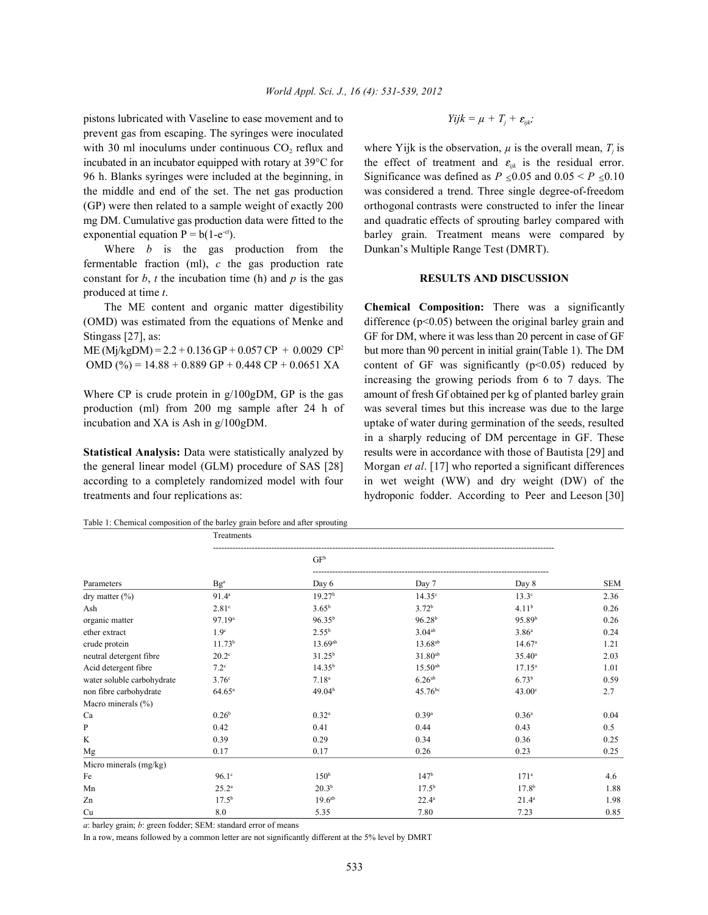pistons lubricated with Vaseline to ease movement and to prevent gas from escaping. The syringes were inoculated with 30 ml inoculums under continuous $CO_2$ reflux and incubated in an incubator equipped with rotary at 39°C for 96 h. Blanks syringes were included at the beginning, in the middle and end of the set. The net gas production (GP) were then related to a sample weight of exactly 200 mg DM. Cumulative gas production data were fitted to the exponential equation $P = b(1-e^{-ct})$.

Where $b$ is the gas production from the fermentable fraction (ml), $c$ the gas production rate constant for $b$, $t$ the incubation time (h) and $p$ is the gas produced at time $t$.

The ME content and organic matter digestibility (OMD) was estimated from the equations of Menke and Stingass [27], as:

$$ME\ (Mj/kgDM) = 2.2 + 0.136\ GP + 0.057\ CP + 0.0029\ CP^2$$

$$OMD\ (\%) = 14.88 + 0.889\ GP + 0.448\ CP + 0.0651\ XA$$

Where CP is crude protein in g/100gDM, GP is the gas production (ml) from 200 mg sample after 24 h of incubation and XA is Ash in g/100gDM.

**Statistical Analysis:** Data were statistically analyzed by the general linear model (GLM) procedure of SAS [28] according to a completely randomized model with four treatments and four replications as:

$$Yijk = \mu + T_j + \varepsilon_{ijk};$$

where Yijk is the observation, $\mu$ is the overall mean, $T_j$ is the effect of treatment and $\varepsilon_{ijk}$ is the residual error. Significance was defined as $P \leq 0.05$ and $0.05 < P \leq 0.10$ was considered a trend. Three single degree-of-freedom orthogonal contrasts were constructed to infer the linear and quadratic effects of sprouting barley compared with barley grain. Treatment means were compared by Dunkan's Multiple Range Test (DMRT).

## RESULTS AND DISCUSSION

**Chemical Composition:** There was a significantly difference (p<0.05) between the original barley grain and GF for DM, where it was less than 20 percent in case of GF but more than 90 percent in initial grain(Table 1). The DM content of GF was significantly (p<0.05) reduced by increasing the growing periods from 6 to 7 days. The amount of fresh Gf obtained per kg of planted barley grain was several times but this increase was due to the large uptake of water during germination of the seeds, resulted in a sharply reducing of DM percentage in GF. These results were in accordance with those of Bautista [29] and Morgan *et al*. [17] who reported a significant differences in wet weight (WW) and dry weight (DW) of the hydroponic fodder. According to Peer and Leeson [30]

Table 1: Chemical composition of the barley grain before and after sprouting

| | Treatments | | | | |
|---|---|---|---|---|---|
| | | GF[b] | | | |
| Parameters | Bg[a] | Day 6 | Day 7 | Day 8 | SEM |
| dry matter (%) | 91.4[a] | 19.27[b] | 14.35[c] | 13.3[c] | 2.36 |
| Ash | 2.81[c] | 3.65[b] | 3.72[b] | 4.11[b] | 0.26 |
| organic matter | 97.19[a] | 96.35[b] | 96.28[b] | 95.89[b] | 0.26 |
| ether extract | 1.9[c] | 2.55[b] | 3.04[ab] | 3.86[a] | 0.24 |
| crude protein | 11.73[b] | 13.69[ab] | 13.68[ab] | 14.67[a] | 1.21 |
| neutral detergent fibre | 20.2[c] | 31.25[b] | 31.80[ab] | 35.40[a] | 2.03 |
| Acid detergent fibre | 7.2[c] | 14.35[b] | 15.50[ab] | 17.15[a] | 1.01 |
| water soluble carbohydrate | 3.76[c] | 7.18[a] | 6.26[ab] | 6.73[b] | 0.59 |
| non fibre carbohydrate | 64.65[a] | 49.04[b] | 45.76[bc] | 43.00[c] | 2.7 |
| Macro minerals (%) | | | | | |
| Ca | 0.26[b] | 0.32[a] | 0.39[a] | 0.36[a] | 0.04 |
| P | 0.42 | 0.41 | 0.44 | 0.43 | 0.5 |
| K | 0.39 | 0.29 | 0.34 | 0.36 | 0.25 |
| Mg | 0.17 | 0.17 | 0.26 | 0.23 | 0.25 |
| Micro minerals (mg/kg) | | | | | |
| Fe | 96.1[c] | 150[b] | 147[b] | 171[a] | 4.6 |
| Mn | 25.2[a] | 20.3[b] | 17.5[b] | 17.8[b] | 1.88 |
| Zn | 17.5[b] | 19.6[ab] | 22.4[a] | 21.4[a] | 1.98 |
| Cu | 8.0 | 5.35 | 7.80 | 7.23 | 0.85 |

*a*: barley grain; *b*: green fodder; SEM: standard error of means

In a row, means followed by a common letter are not significantly different at the 5% level by DMRT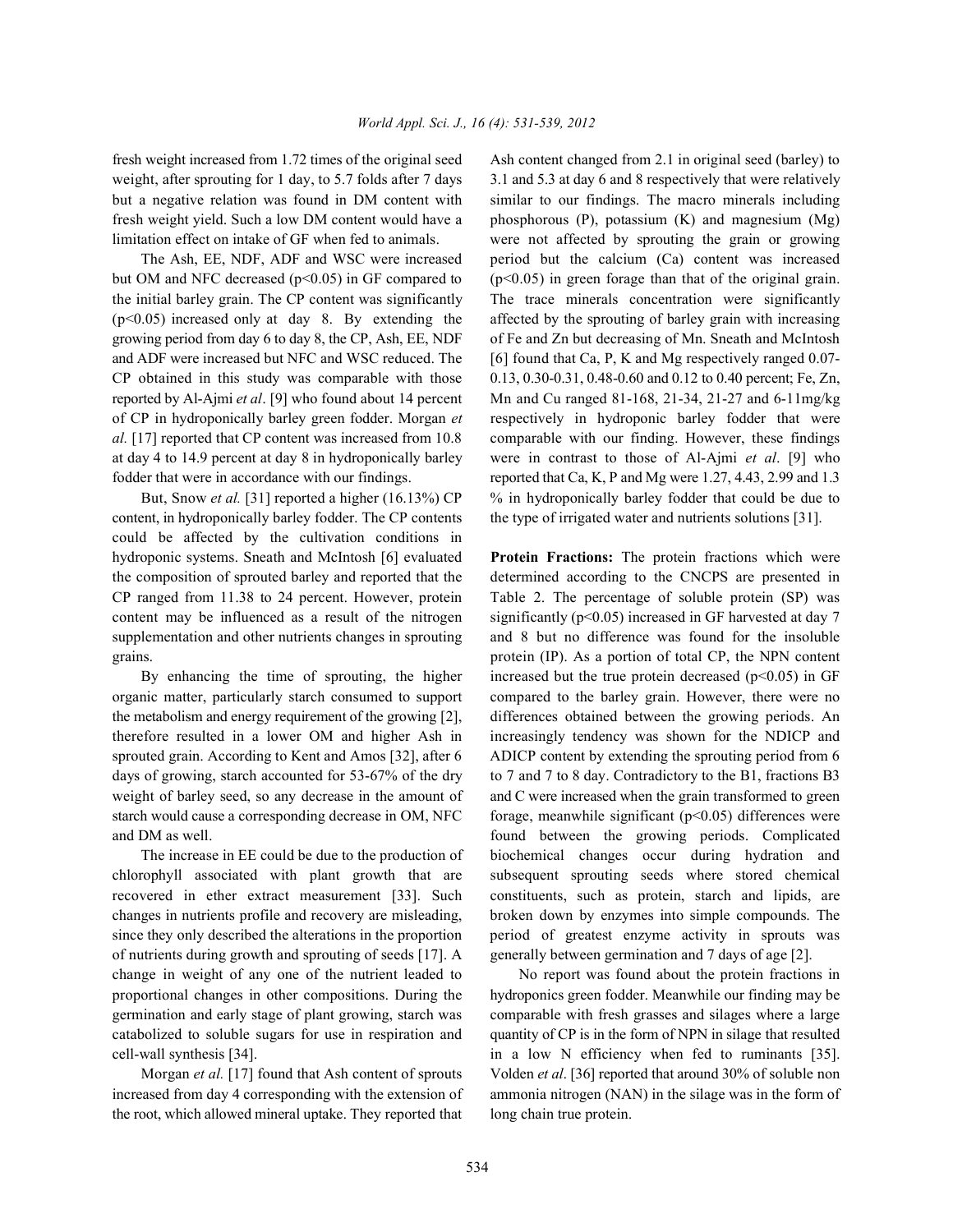fresh weight increased from 1.72 times of the original seed weight, after sprouting for 1 day, to 5.7 folds after 7 days but a negative relation was found in DM content with fresh weight yield. Such a low DM content would have a limitation effect on intake of GF when fed to animals.

The Ash, EE, NDF, ADF and WSC were increased but OM and NFC decreased ($p<0.05$) in GF compared to the initial barley grain. The CP content was significantly ($p<0.05$) increased only at day 8. By extending the growing period from day 6 to day 8, the CP, Ash, EE, NDF and ADF were increased but NFC and WSC reduced. The CP obtained in this study was comparable with those reported by Al-Ajmi *et al*. [9] who found about 14 percent of CP in hydroponically barley green fodder. Morgan *et al.* [17] reported that CP content was increased from 10.8 at day 4 to 14.9 percent at day 8 in hydroponically barley fodder that were in accordance with our findings.

But, Snow *et al.* [31] reported a higher (16.13%) CP content, in hydroponically barley fodder. The CP contents could be affected by the cultivation conditions in hydroponic systems. Sneath and McIntosh [6] evaluated the composition of sprouted barley and reported that the CP ranged from 11.38 to 24 percent. However, protein content may be influenced as a result of the nitrogen supplementation and other nutrients changes in sprouting grains.

By enhancing the time of sprouting, the higher organic matter, particularly starch consumed to support the metabolism and energy requirement of the growing [2], therefore resulted in a lower OM and higher Ash in sprouted grain. According to Kent and Amos [32], after 6 days of growing, starch accounted for 53-67% of the dry weight of barley seed, so any decrease in the amount of starch would cause a corresponding decrease in OM, NFC and DM as well.

The increase in EE could be due to the production of chlorophyll associated with plant growth that are recovered in ether extract measurement [33]. Such changes in nutrients profile and recovery are misleading, since they only described the alterations in the proportion of nutrients during growth and sprouting of seeds [17]. A change in weight of any one of the nutrient leaded to proportional changes in other compositions. During the germination and early stage of plant growing, starch was catabolized to soluble sugars for use in respiration and cell-wall synthesis [34].

Morgan *et al.* [17] found that Ash content of sprouts increased from day 4 corresponding with the extension of the root, which allowed mineral uptake. They reported that Ash content changed from 2.1 in original seed (barley) to 3.1 and 5.3 at day 6 and 8 respectively that were relatively similar to our findings. The macro minerals including phosphorous (P), potassium (K) and magnesium (Mg) were not affected by sprouting the grain or growing period but the calcium (Ca) content was increased ($p<0.05$) in green forage than that of the original grain. The trace minerals concentration were significantly affected by the sprouting of barley grain with increasing of Fe and Zn but decreasing of Mn. Sneath and McIntosh [6] found that Ca, P, K and Mg respectively ranged 0.07-0.13, 0.30-0.31, 0.48-0.60 and 0.12 to 0.40 percent; Fe, Zn, Mn and Cu ranged 81-168, 21-34, 21-27 and 6-11mg/kg respectively in hydroponic barley fodder that were comparable with our finding. However, these findings were in contrast to those of Al-Ajmi *et al*. [9] who reported that Ca, K, P and Mg were 1.27, 4.43, 2.99 and 1.3 % in hydroponically barley fodder that could be due to the type of irrigated water and nutrients solutions [31].

**Protein Fractions:** The protein fractions which were determined according to the CNCPS are presented in Table 2. The percentage of soluble protein (SP) was significantly ($p<0.05$) increased in GF harvested at day 7 and 8 but no difference was found for the insoluble protein (IP). As a portion of total CP, the NPN content increased but the true protein decreased ($p<0.05$) in GF compared to the barley grain. However, there were no differences obtained between the growing periods. An increasingly tendency was shown for the NDICP and ADICP content by extending the sprouting period from 6 to 7 and 7 to 8 day. Contradictory to the B1, fractions B3 and C were increased when the grain transformed to green forage, meanwhile significant ($p<0.05$) differences were found between the growing periods. Complicated biochemical changes occur during hydration and subsequent sprouting seeds where stored chemical constituents, such as protein, starch and lipids, are broken down by enzymes into simple compounds. The period of greatest enzyme activity in sprouts was generally between germination and 7 days of age [2].

No report was found about the protein fractions in hydroponics green fodder. Meanwhile our finding may be comparable with fresh grasses and silages where a large quantity of CP is in the form of NPN in silage that resulted in a low N efficiency when fed to ruminants [35]. Volden *et al*. [36] reported that around 30% of soluble non ammonia nitrogen (NAN) in the silage was in the form of long chain true protein.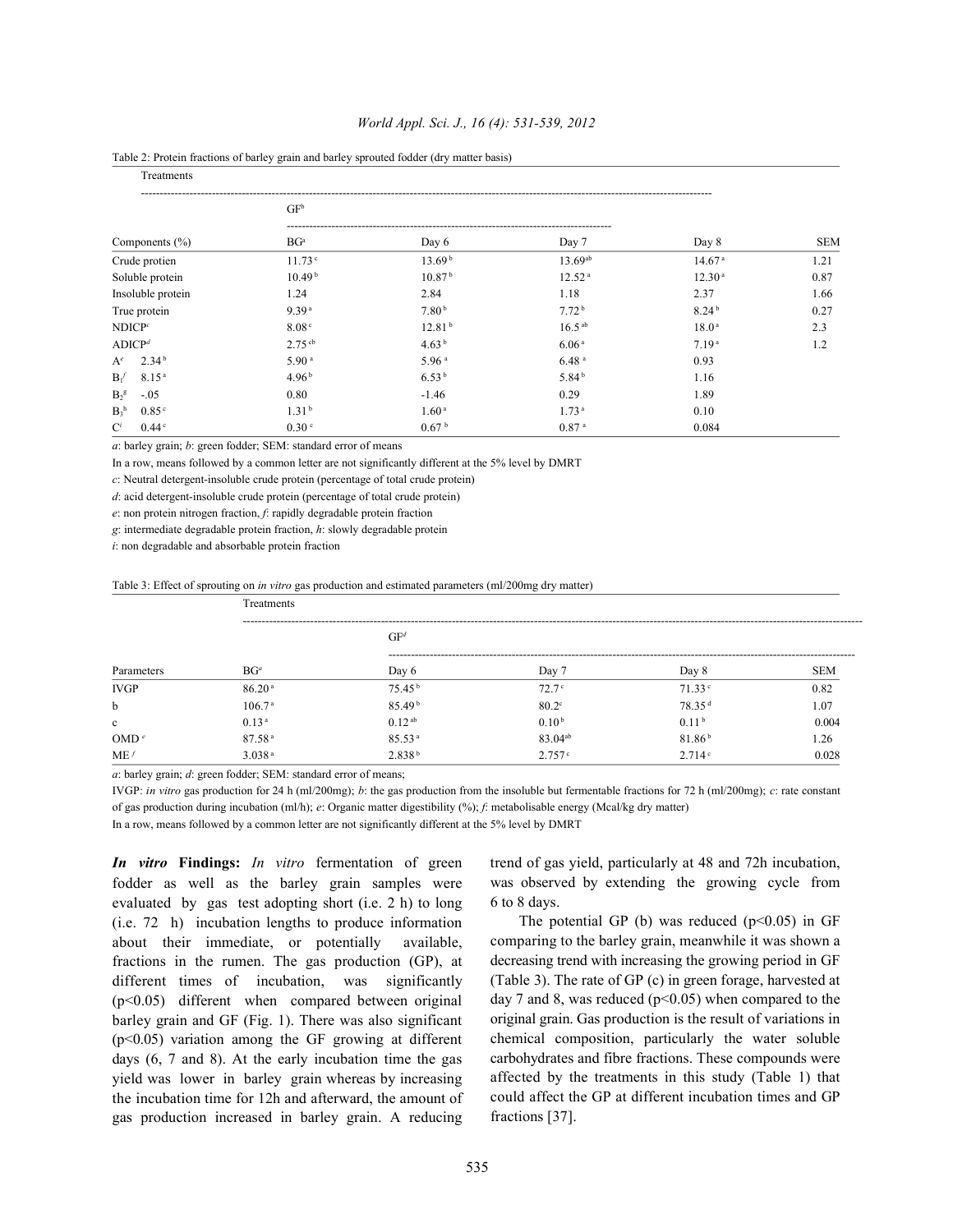Table 2: Protein fractions of barley grain and barley sprouted fodder (dry matter basis)

| | Treatments | | | | |
|---|---|---|---|---|---|
| | | GF[b] | | | |
| Components (%) | BG[a] | Day 6 | Day 7 | Day 8 | SEM |
| Crude protien | 11.73 [c] | 13.69 [b] | 13.69[ab] | 14.67 [a] | 1.21 |
| Soluble protein | 10.49 [b] | 10.87 [b] | 12.52 [a] | 12.30 [a] | 0.87 |
| Insoluble protein | 1.24 | 2.84 | 1.18 | 2.37 | 1.66 |
| True protein | 9.39 [a] | 7.80 [b] | 7.72 [b] | 8.24 [b] | 0.27 |
| NDICP[c] | 8.08 [c] | 12.81 [b] | 16.5 [ab] | 18.0 [a] | 2.3 |
| ADICP[d] | 2.75 [cb] | 4.63 [b] | 6.06 [a] | 7.19 [a] | 1.2 |
| A[e] | 2.34 [b] | 5.90 [a] | 5.96 [a] | 6.48 [a] | 0.93 |
| $B_1$[f] | 8.15 [a] | 4.96 [b] | 6.53 [b] | 5.84 [b] | 1.16 |
| $B_2$[g] | -.05 | 0.80 | -1.46 | 0.29 | 1.89 |
| $B_3$[h] | 0.85 [c] | 1.31 [b] | 1.60 [a] | 1.73 [a] | 0.10 |
| C[i] | 0.44 [c] | 0.30 [c] | 0.67 [b] | 0.87 [a] | 0.084 |

*a*: barley grain; *b*: green fodder; SEM: standard error of means

In a row, means followed by a common letter are not significantly different at the 5% level by DMRT

*c*: Neutral detergent-insoluble crude protein (percentage of total crude protein)

*d*: acid detergent-insoluble crude protein (percentage of total crude protein)

*e*: non protein nitrogen fraction, *f*: rapidly degradable protein fraction

*g*: intermediate degradable protein fraction, *h*: slowly degradable protein

*i*: non degradable and absorbable protein fraction

Table 3: Effect of sprouting on *in vitro* gas production and estimated parameters (ml/200mg dry matter)

| | Treatments | | | | |
|---|---|---|---|---|---|
| | | GF[d] | | | |
| Parameters | BG[a] | Day 6 | Day 7 | Day 8 | SEM |
| IVGP | 86.20 [a] | 75.45 [b] | 72.7 [c] | 71.33 [c] | 0.82 |
| b | 106.7 [a] | 85.49 [b] | 80.2[c] | 78.35 [d] | 1.07 |
| c | 0.13 [a] | 0.12 [ab] | 0.10 [b] | 0.11 [b] | 0.004 |
| OMD [e] | 87.58 [a] | 85.53 [a] | 83.04[ab] | 81.86 [b] | 1.26 |
| ME [f] | 3.038 [a] | 2.838 [b] | 2.757 [c] | 2.714 [c] | 0.028 |

*a*: barley grain; *d*: green fodder; SEM: standard error of means;

IVGP: *in vitro* gas production for 24 h (ml/200mg); *b*: the gas production from the insoluble but fermentable fractions for 72 h (ml/200mg); *c*: rate constant of gas production during incubation (ml/h); *e*: Organic matter digestibility (%); *f*: metabolisable energy (Mcal/kg dry matter)

In a row, means followed by a common letter are not significantly different at the 5% level by DMRT

***In vitro* Findings:** *In vitro* fermentation of green fodder as well as the barley grain samples were evaluated by gas test adopting short (i.e. 2 h) to long (i.e. 72 h) incubation lengths to produce information about their immediate, or potentially available, fractions in the rumen. The gas production (GP), at different times of incubation, was significantly ($p<0.05$) different when compared between original barley grain and GF (Fig. 1). There was also significant ($p<0.05$) variation among the GF growing at different days (6, 7 and 8). At the early incubation time the gas yield was lower in barley grain whereas by increasing the incubation time for 12h and afterward, the amount of gas production increased in barley grain. A reducing trend of gas yield, particularly at 48 and 72h incubation, was observed by extending the growing cycle from 6 to 8 days.

The potential GP (b) was reduced ($p<0.05$) in GF comparing to the barley grain, meanwhile it was shown a decreasing trend with increasing the growing period in GF (Table 3). The rate of GP (c) in green forage, harvested at day 7 and 8, was reduced ($p<0.05$) when compared to the original grain. Gas production is the result of variations in chemical composition, particularly the water soluble carbohydrates and fibre fractions. These compounds were affected by the treatments in this study (Table 1) that could affect the GP at different incubation times and GP fractions [37].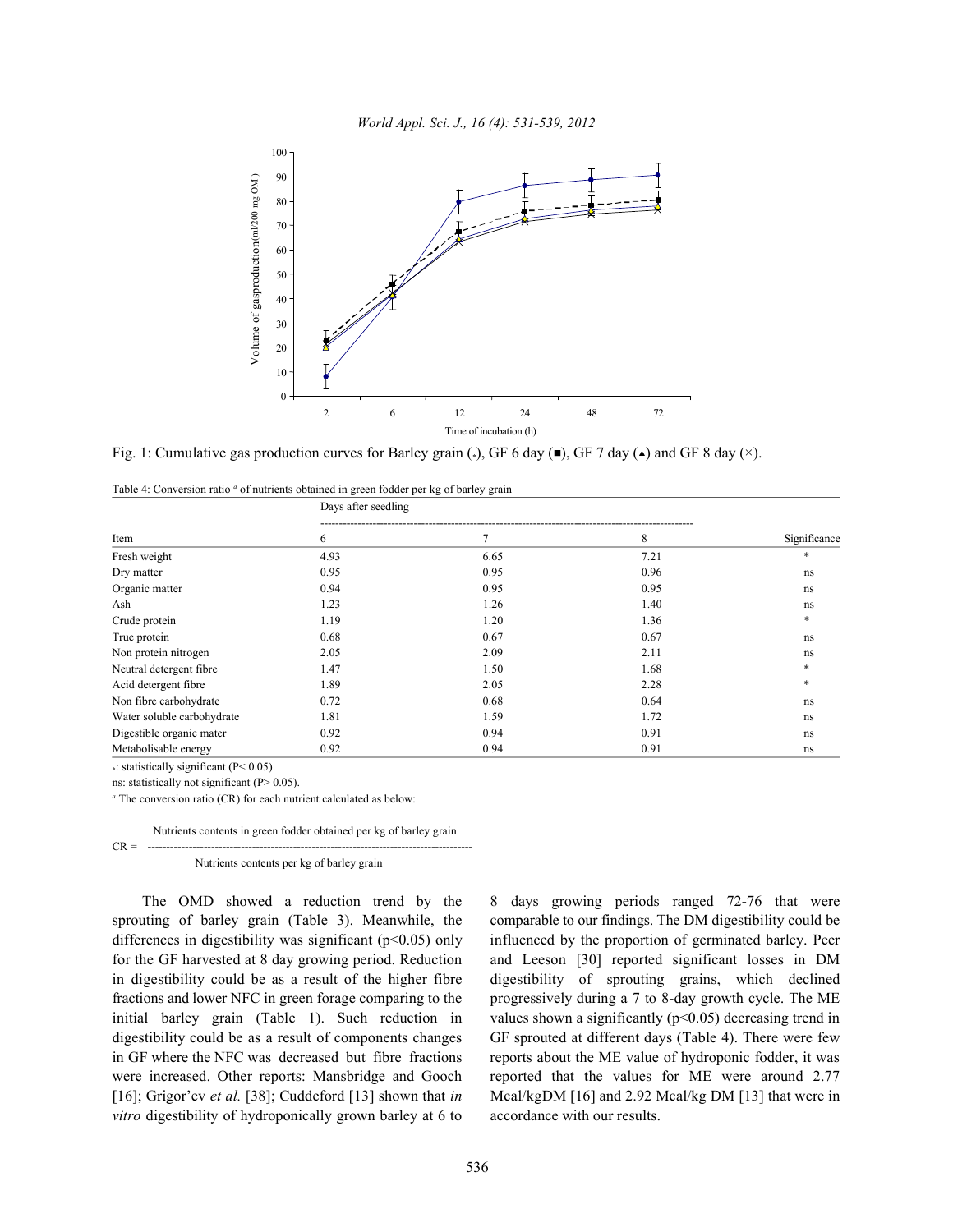Fig. 1: Cumulative gas production curves for Barley grain (•), GF 6 day (■), GF 7 day (▲) and GF 8 day (×).

Table 4: Conversion ratio [a] of nutrients obtained in green fodder per kg of barley grain

| Item | Days after seedling | | | Significance |
|---|---|---|---|---|
| | 6 | 7 | 8 | |
| Fresh weight | 4.93 | 6.65 | 7.21 | * |
| Dry matter | 0.95 | 0.95 | 0.96 | ns |
| Organic matter | 0.94 | 0.95 | 0.95 | ns |
| Ash | 1.23 | 1.26 | 1.40 | ns |
| Crude protein | 1.19 | 1.20 | 1.36 | * |
| True protein | 0.68 | 0.67 | 0.67 | ns |
| Non protein nitrogen | 2.05 | 2.09 | 2.11 | ns |
| Neutral detergent fibre | 1.47 | 1.50 | 1.68 | * |
| Acid detergent fibre | 1.89 | 2.05 | 2.28 | * |
| Non fibre carbohydrate | 0.72 | 0.68 | 0.64 | ns |
| Water soluble carbohydrate | 1.81 | 1.59 | 1.72 | ns |
| Digestible organic mater | 0.92 | 0.94 | 0.91 | ns |
| Metabolisable energy | 0.92 | 0.94 | 0.91 | ns |

*: statistically significant ($P < 0.05$).

ns: statistically not significant ($P > 0.05$).

[a] The conversion ratio (CR) for each nutrient calculated as below:

$$CR = \frac{\text{Nutrients contents in green fodder obtained per kg of barley grain}}{\text{Nutrients contents per kg of barley grain}}$$

The OMD showed a reduction trend by the sprouting of barley grain (Table 3). Meanwhile, the differences in digestibility was significant ($p<0.05$) only for the GF harvested at 8 day growing period. Reduction in digestibility could be as a result of the higher fibre fractions and lower NFC in green forage comparing to the initial barley grain (Table 1). Such reduction in digestibility could be as a result of components changes in GF where the NFC was decreased but fibre fractions were increased. Other reports: Mansbridge and Gooch [16]; Grigor'ev *et al.* [38]; Cuddeford [13] shown that *in vitro* digestibility of hydroponically grown barley at 6 to 8 days growing periods ranged 72-76 that were comparable to our findings. The DM digestibility could be influenced by the proportion of germinated barley. Peer and Leeson [30] reported significant losses in DM digestibility of sprouting grains, which declined progressively during a 7 to 8-day growth cycle. The ME values shown a significantly ($p<0.05$) decreasing trend in GF sprouted at different days (Table 4). There were few reports about the ME value of hydroponic fodder, it was reported that the values for ME were around 2.77 Mcal/kgDM [16] and 2.92 Mcal/kg DM [13] that were in accordance with our results.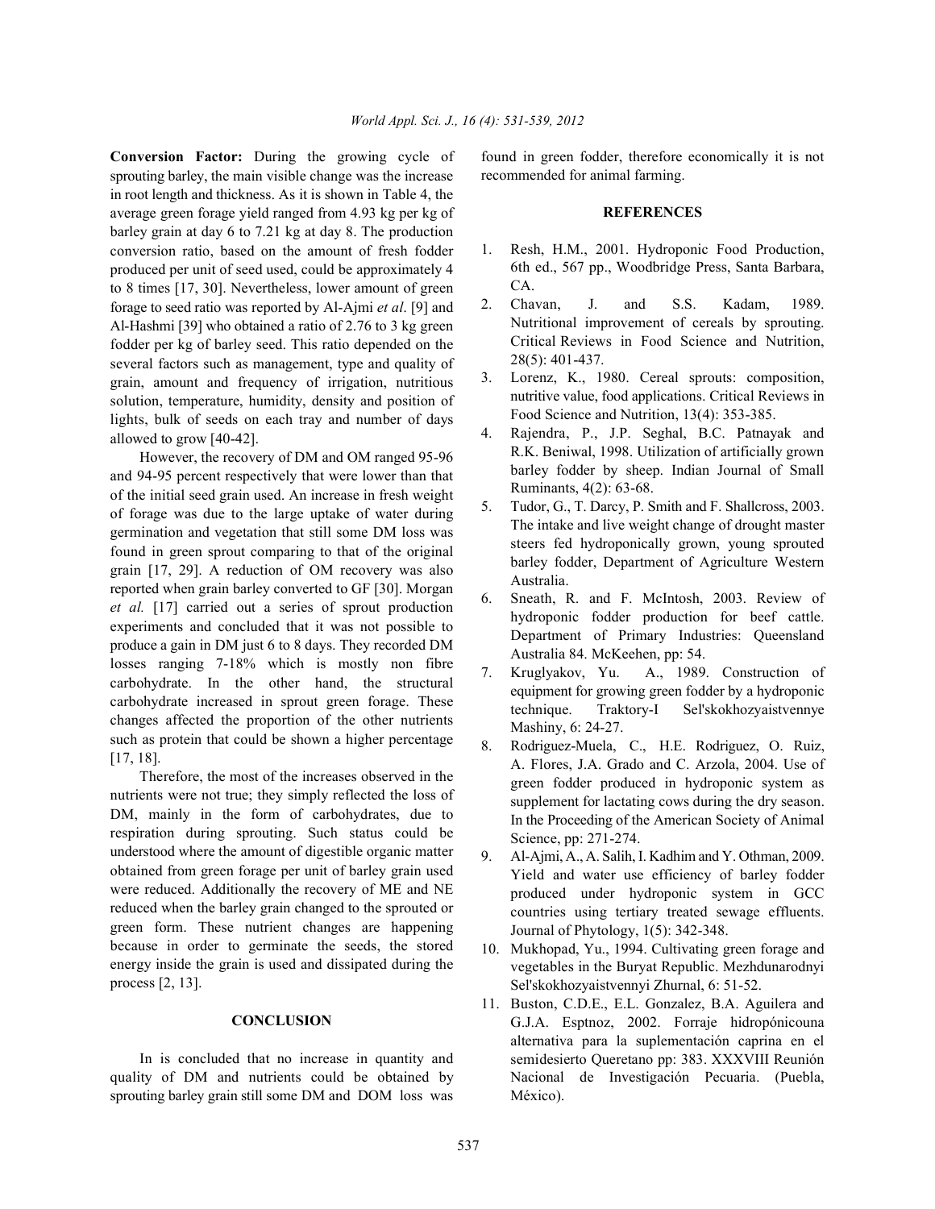**Conversion Factor:** During the growing cycle of sprouting barley, the main visible change was the increase in root length and thickness. As it is shown in Table 4, the average green forage yield ranged from 4.93 kg per kg of barley grain at day 6 to 7.21 kg at day 8. The production conversion ratio, based on the amount of fresh fodder produced per unit of seed used, could be approximately 4 to 8 times [17, 30]. Nevertheless, lower amount of green forage to seed ratio was reported by Al-Ajmi *et al*. [9] and Al-Hashmi [39] who obtained a ratio of 2.76 to 3 kg green fodder per kg of barley seed. This ratio depended on the several factors such as management, type and quality of grain, amount and frequency of irrigation, nutritious solution, temperature, humidity, density and position of lights, bulk of seeds on each tray and number of days allowed to grow [40-42].

However, the recovery of DM and OM ranged 95-96 and 94-95 percent respectively that were lower than that of the initial seed grain used. An increase in fresh weight of forage was due to the large uptake of water during germination and vegetation that still some DM loss was found in green sprout comparing to that of the original grain [17, 29]. A reduction of OM recovery was also reported when grain barley converted to GF [30]. Morgan *et al.* [17] carried out a series of sprout production experiments and concluded that it was not possible to produce a gain in DM just 6 to 8 days. They recorded DM losses ranging 7-18% which is mostly non fibre carbohydrate. In the other hand, the structural carbohydrate increased in sprout green forage. These changes affected the proportion of the other nutrients such as protein that could be shown a higher percentage [17, 18].

Therefore, the most of the increases observed in the nutrients were not true; they simply reflected the loss of DM, mainly in the form of carbohydrates, due to respiration during sprouting. Such status could be understood where the amount of digestible organic matter obtained from green forage per unit of barley grain used were reduced. Additionally the recovery of ME and NE reduced when the barley grain changed to the sprouted or green form. These nutrient changes are happening because in order to germinate the seeds, the stored energy inside the grain is used and dissipated during the process [2, 13].

## CONCLUSION

In is concluded that no increase in quantity and quality of DM and nutrients could be obtained by sprouting barley grain still some DM and DOM loss was found in green fodder, therefore economically it is not recommended for animal farming.

## REFERENCES

1. Resh, H.M., 2001. Hydroponic Food Production, 6th ed., 567 pp., Woodbridge Press, Santa Barbara, CA.
2. Chavan, J. and S.S. Kadam, 1989. Nutritional improvement of cereals by sprouting. Critical Reviews in Food Science and Nutrition, 28(5): 401-437.
3. Lorenz, K., 1980. Cereal sprouts: composition, nutritive value, food applications. Critical Reviews in Food Science and Nutrition, 13(4): 353-385.
4. Rajendra, P., J.P. Seghal, B.C. Patnayak and R.K. Beniwal, 1998. Utilization of artificially grown barley fodder by sheep. Indian Journal of Small Ruminants, 4(2): 63-68.
5. Tudor, G., T. Darcy, P. Smith and F. Shallcross, 2003. The intake and live weight change of drought master steers fed hydroponically grown, young sprouted barley fodder, Department of Agriculture Western Australia.
6. Sneath, R. and F. McIntosh, 2003. Review of hydroponic fodder production for beef cattle. Department of Primary Industries: Queensland Australia 84. McKeehen, pp: 54.
7. Kruglyakov, Yu. A., 1989. Construction of equipment for growing green fodder by a hydroponic technique. Traktory-I Sel'skokhozyaistvennye Mashiny, 6: 24-27.
8. Rodriguez-Muela, C., H.E. Rodriguez, O. Ruiz, A. Flores, J.A. Grado and C. Arzola, 2004. Use of green fodder produced in hydroponic system as supplement for lactating cows during the dry season. In the Proceeding of the American Society of Animal Science, pp: 271-274.
9. Al-Ajmi, A., A. Salih, I. Kadhim and Y. Othman, 2009. Yield and water use efficiency of barley fodder produced under hydroponic system in GCC countries using tertiary treated sewage effluents. Journal of Phytology, 1(5): 342-348.
10. Mukhopad, Yu., 1994. Cultivating green forage and vegetables in the Buryat Republic. Mezhdunarodnyi Sel'skokhozyaistvennyi Zhurnal, 6: 51-52.
11. Buston, C.D.E., E.L. Gonzalez, B.A. Aguilera and G.J.A. Esptnoz, 2002. Forraje hidropónicouna alternativa para la suplementación caprina en el semidesierto Queretano pp: 383. XXXVIII Reunión Nacional de Investigación Pecuaria. (Puebla, México).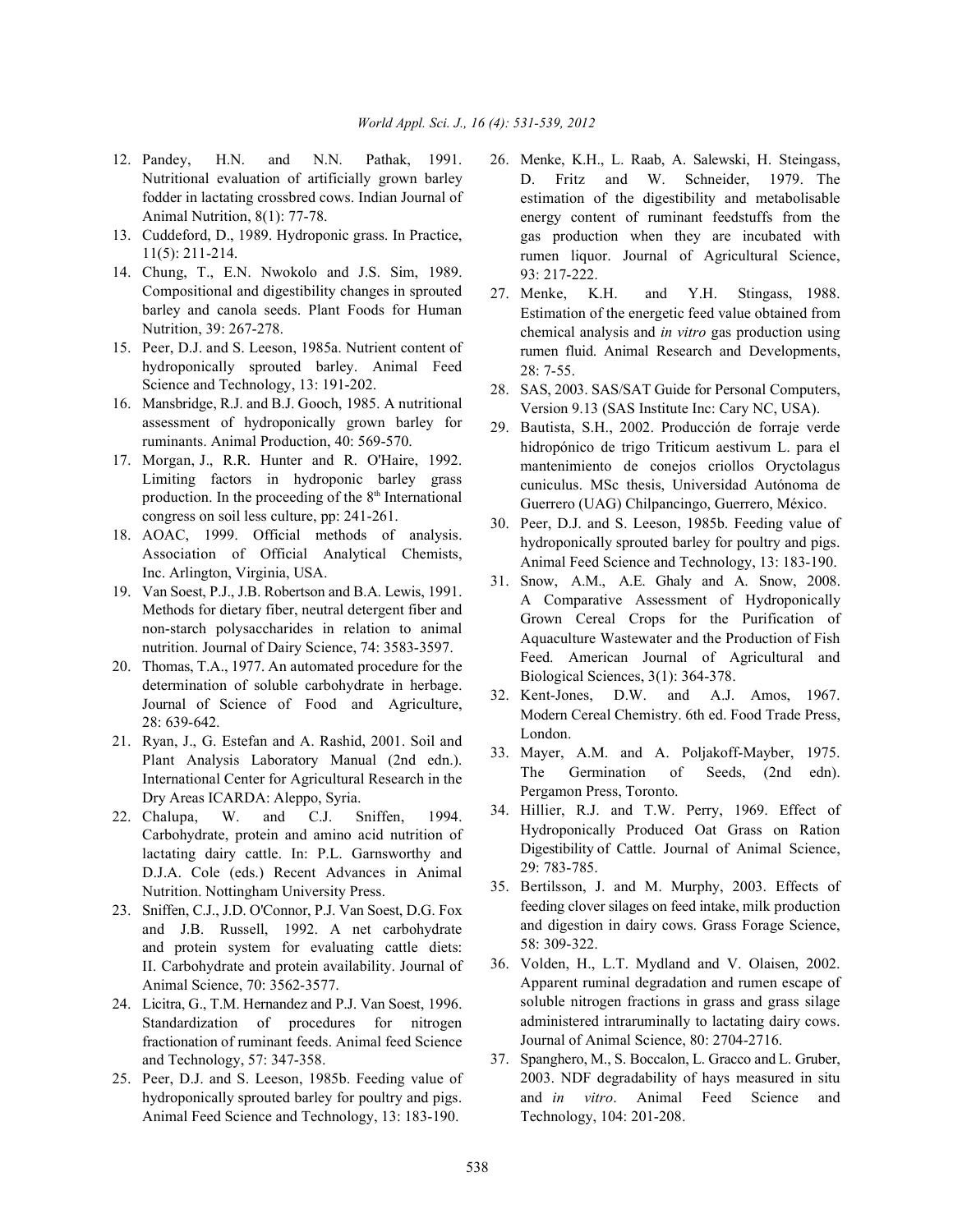12. Pandey, H.N. and N.N. Pathak, 1991. Nutritional evaluation of artificially grown barley fodder in lactating crossbred cows. Indian Journal of Animal Nutrition, 8(1): 77-78.
13. Cuddeford, D., 1989. Hydroponic grass. In Practice, 11(5): 211-214.
14. Chung, T., E.N. Nwokolo and J.S. Sim, 1989. Compositional and digestibility changes in sprouted barley and canola seeds. Plant Foods for Human Nutrition, 39: 267-278.
15. Peer, D.J. and S. Leeson, 1985a. Nutrient content of hydroponically sprouted barley. Animal Feed Science and Technology, 13: 191-202.
16. Mansbridge, R.J. and B.J. Gooch, 1985. A nutritional assessment of hydroponically grown barley for ruminants. Animal Production, 40: 569-570.
17. Morgan, J., R.R. Hunter and R. O'Haire, 1992. Limiting factors in hydroponic barley grass production. In the proceeding of the 8th International congress on soil less culture, pp: 241-261.
18. AOAC, 1999. Official methods of analysis. Association of Official Analytical Chemists, Inc. Arlington, Virginia, USA.
19. Van Soest, P.J., J.B. Robertson and B.A. Lewis, 1991. Methods for dietary fiber, neutral detergent fiber and non-starch polysaccharides in relation to animal nutrition. Journal of Dairy Science, 74: 3583-3597.
20. Thomas, T.A., 1977. An automated procedure for the determination of soluble carbohydrate in herbage. Journal of Science of Food and Agriculture, 28: 639-642.
21. Ryan, J., G. Estefan and A. Rashid, 2001. Soil and Plant Analysis Laboratory Manual (2nd edn.). International Center for Agricultural Research in the Dry Areas ICARDA: Aleppo, Syria.
22. Chalupa, W. and C.J. Sniffen, 1994. Carbohydrate, protein and amino acid nutrition of lactating dairy cattle. In: P.L. Garnsworthy and D.J.A. Cole (eds.) Recent Advances in Animal Nutrition. Nottingham University Press.
23. Sniffen, C.J., J.D. O'Connor, P.J. Van Soest, D.G. Fox and J.B. Russell, 1992. A net carbohydrate and protein system for evaluating cattle diets: II. Carbohydrate and protein availability. Journal of Animal Science, 70: 3562-3577.
24. Licitra, G., T.M. Hernandez and P.J. Van Soest, 1996. Standardization of procedures for nitrogen fractionation of ruminant feeds. Animal feed Science and Technology, 57: 347-358.
25. Peer, D.J. and S. Leeson, 1985b. Feeding value of hydroponically sprouted barley for poultry and pigs. Animal Feed Science and Technology, 13: 183-190.
26. Menke, K.H., L. Raab, A. Salewski, H. Steingass, D. Fritz and W. Schneider, 1979. The estimation of the digestibility and metabolisable energy content of ruminant feedstuffs from the gas production when they are incubated with rumen liquor. Journal of Agricultural Science, 93: 217-222.
27. Menke, K.H. and Y.H. Stingass, 1988. Estimation of the energetic feed value obtained from chemical analysis and *in vitro* gas production using rumen fluid. Animal Research and Developments, 28: 7-55.
28. SAS, 2003. SAS/SAT Guide for Personal Computers, Version 9.13 (SAS Institute Inc: Cary NC, USA).
29. Bautista, S.H., 2002. Producción de forraje verde hidropónico de trigo Triticum aestivum L. para el mantenimiento de conejos criollos Oryctolagus cuniculus. MSc thesis, Universidad Autónoma de Guerrero (UAG) Chilpancingo, Guerrero, México.
30. Peer, D.J. and S. Leeson, 1985b. Feeding value of hydroponically sprouted barley for poultry and pigs. Animal Feed Science and Technology, 13: 183-190.
31. Snow, A.M., A.E. Ghaly and A. Snow, 2008. A Comparative Assessment of Hydroponically Grown Cereal Crops for the Purification of Aquaculture Wastewater and the Production of Fish Feed. American Journal of Agricultural and Biological Sciences, 3(1): 364-378.
32. Kent-Jones, D.W. and A.J. Amos, 1967. Modern Cereal Chemistry. 6th ed. Food Trade Press, London.
33. Mayer, A.M. and A. Poljakoff-Mayber, 1975. The Germination of Seeds, (2nd edn). Pergamon Press, Toronto.
34. Hillier, R.J. and T.W. Perry, 1969. Effect of Hydroponically Produced Oat Grass on Ration Digestibility of Cattle. Journal of Animal Science, 29: 783-785.
35. Bertilsson, J. and M. Murphy, 2003. Effects of feeding clover silages on feed intake, milk production and digestion in dairy cows. Grass Forage Science, 58: 309-322.
36. Volden, H., L.T. Mydland and V. Olaisen, 2002. Apparent ruminal degradation and rumen escape of soluble nitrogen fractions in grass and grass silage administered intraruminally to lactating dairy cows. Journal of Animal Science, 80: 2704-2716.
37. Spanghero, M., S. Boccalon, L. Gracco and L. Gruber, 2003. NDF degradability of hays measured in situ and *in vitro*. Animal Feed Science and Technology, 104: 201-208.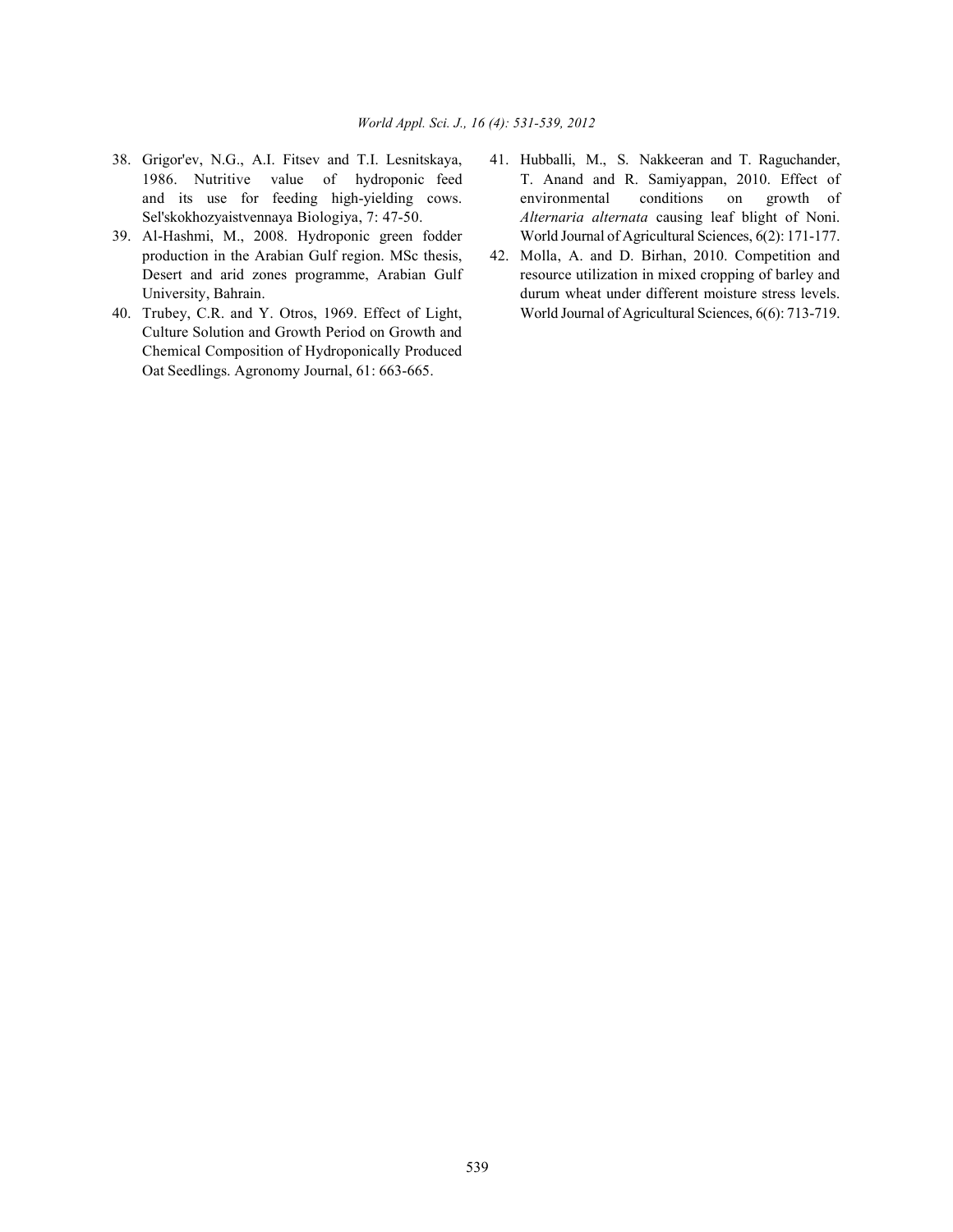38. Grigor'ev, N.G., A.I. Fitsev and T.I. Lesnitskaya, 1986. Nutritive value of hydroponic feed and its use for feeding high-yielding cows. Sel'skokhozyaistvennaya Biologiya, 7: 47-50.
39. Al-Hashmi, M., 2008. Hydroponic green fodder production in the Arabian Gulf region. MSc thesis, Desert and arid zones programme, Arabian Gulf University, Bahrain.
40. Trubey, C.R. and Y. Otros, 1969. Effect of Light, Culture Solution and Growth Period on Growth and Chemical Composition of Hydroponically Produced Oat Seedlings. Agronomy Journal, 61: 663-665.
41. Hubballi, M., S. Nakkeeran and T. Raguchander, T. Anand and R. Samiyappan, 2010. Effect of environmental conditions on growth of *Alternaria alternata* causing leaf blight of Noni. World Journal of Agricultural Sciences, 6(2): 171-177.
42. Molla, A. and D. Birhan, 2010. Competition and resource utilization in mixed cropping of barley and durum wheat under different moisture stress levels. World Journal of Agricultural Sciences, 6(6): 713-719.